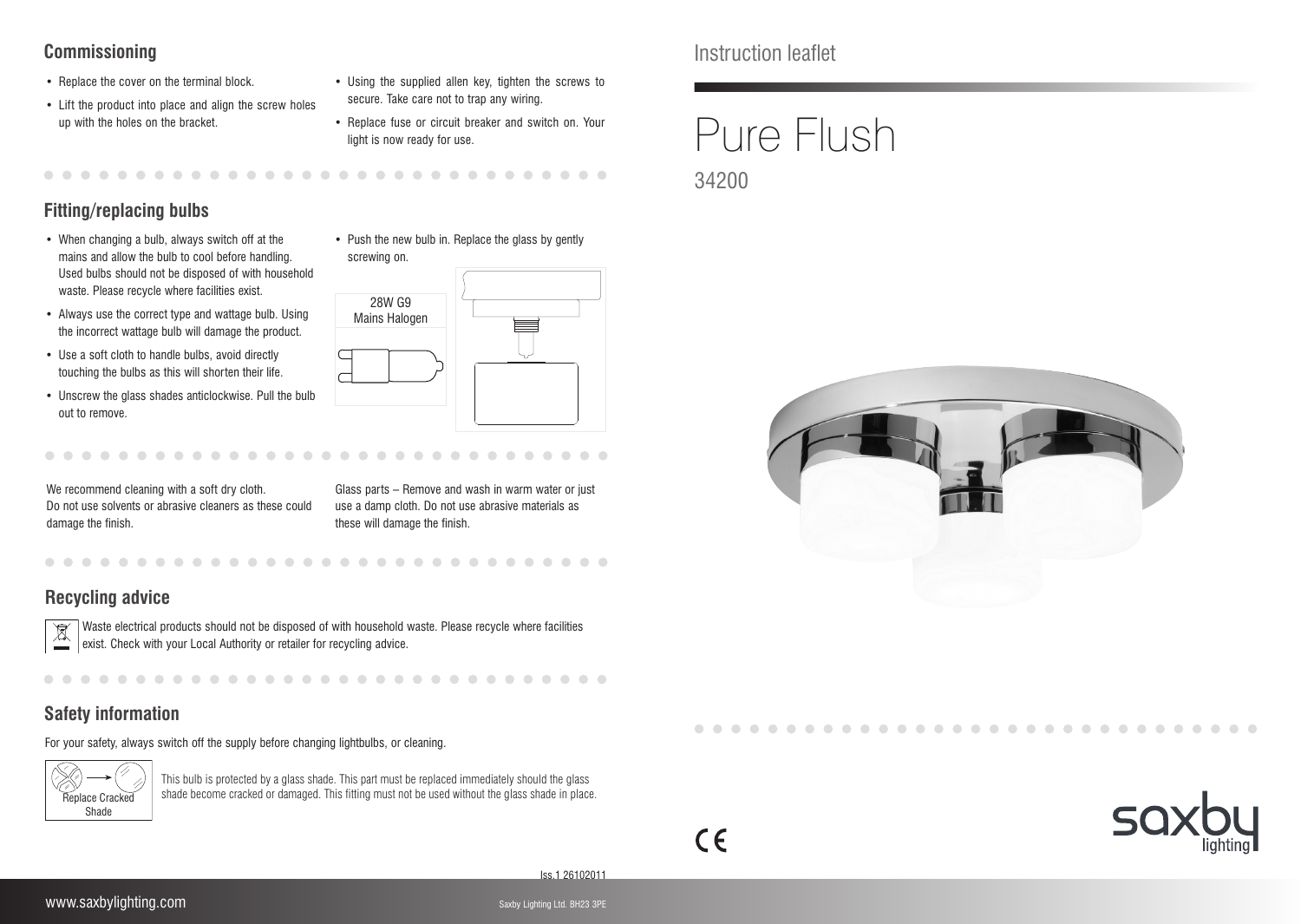# Instruction leaflet

# Pure Flush

34200

## Commissioning

- Replace the cover on the terminal block.
- Lift the product into place and align the screw holes up with the holes on the bracket.
- Using the supplied allen key, tighten the screws to secure. Take care not to trap any wiring.
- Replace fuse or circuit breaker and switch on. Your light is now ready for use.

## Fitting/replacing bulbs

- When changing a bulb, always switch off at the mains and allow the bulb to cool before handling. Used bulbs should not be disposed of with household waste. Please recycle where facilities exist.
- Always use the correct type and wattage bulb. Using the incorrect wattage bulb will damage the product.
- Use a soft cloth to handle bulbs, avoid directly touching the bulbs as this will shorten their life.
- Unscrew the glass shades anticlockwise. Pull the bulb out to remove.
- Push the new bulb in. Replace the glass by gently screwing on.

28W G9
Mains Halogen

We recommend cleaning with a soft dry cloth.
Do not use solvents or abrasive cleaners as these could damage the finish.

Glass parts – Remove and wash in warm water or just use a damp cloth. Do not use abrasive materials as these will damage the finish.

## Recycling advice

Waste electrical products should not be disposed of with household waste. Please recycle where facilities exist. Check with your Local Authority or retailer for recycling advice.

## Safety information

For your safety, always switch off the supply before changing lightbulbs, or cleaning.

Replace Cracked Shade

This bulb is protected by a glass shade. This part must be replaced immediately should the glass shade become cracked or damaged. This fitting must not be used without the glass shade in place.

Iss.1 26102011

www.saxbylighting.com

Saxby Lighting Ltd. BH23 3PE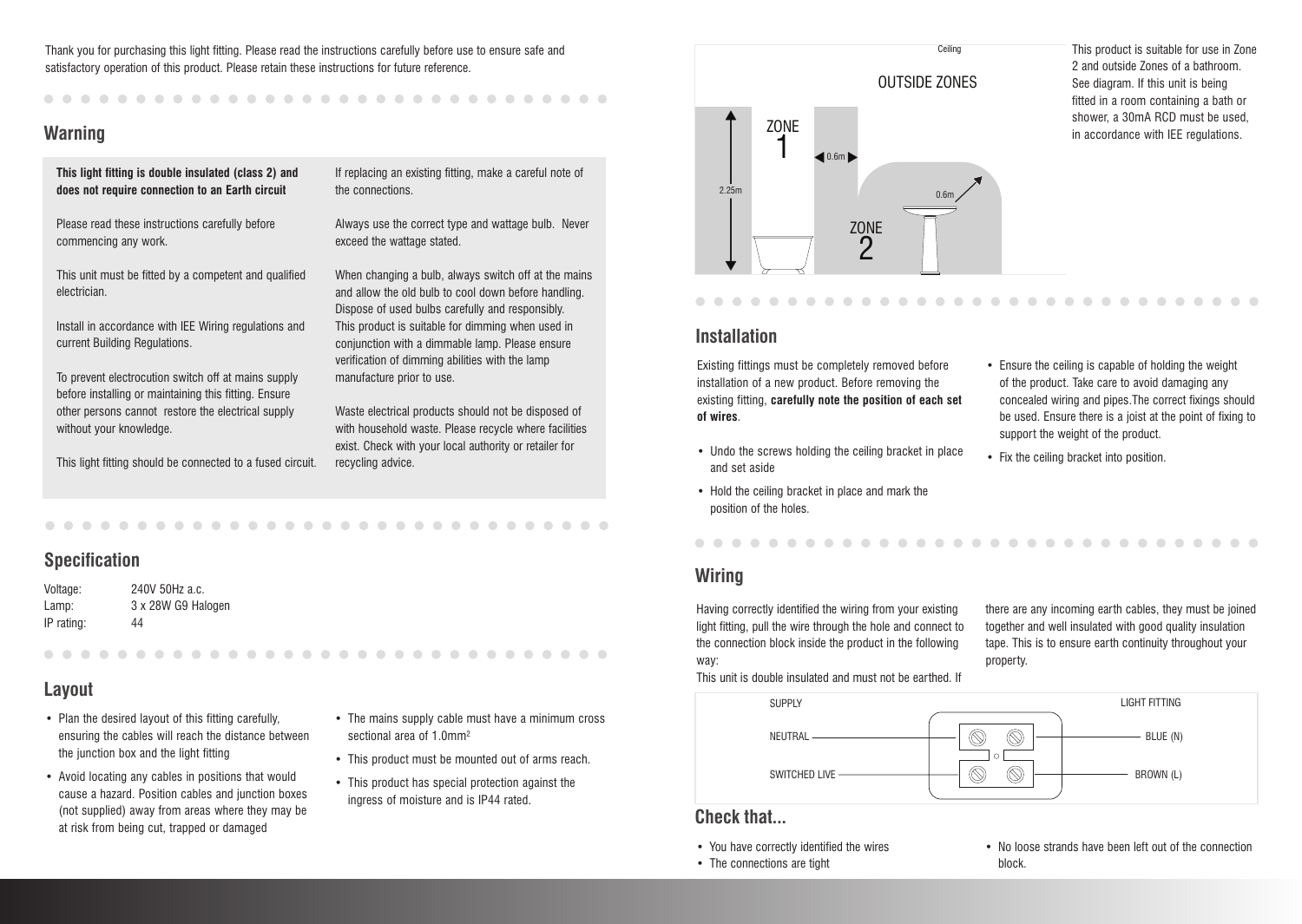Thank you for purchasing this light fitting. Please read the instructions carefully before use to ensure safe and satisfactory operation of this product. Please retain these instructions for future reference.

## Warning

**This light fitting is double insulated (class 2) and does not require connection to an Earth circuit**

Please read these instructions carefully before commencing any work.

This unit must be fitted by a competent and qualified electrician.

Install in accordance with IEE Wiring regulations and current Building Regulations.

To prevent electrocution switch off at mains supply before installing or maintaining this fitting. Ensure other persons cannot restore the electrical supply without your knowledge.

This light fitting should be connected to a fused circuit.

If replacing an existing fitting, make a careful note of the connections.

Always use the correct type and wattage bulb. Never exceed the wattage stated.

When changing a bulb, always switch off at the mains and allow the old bulb to cool down before handling. Dispose of used bulbs carefully and responsibly. This product is suitable for dimming when used in conjunction with a dimmable lamp. Please ensure verification of dimming abilities with the lamp manufacture prior to use.

Waste electrical products should not be disposed of with household waste. Please recycle where facilities exist. Check with your local authority or retailer for recycling advice.

## Specification

| | |
|---|---|
| Voltage: | 240V 50Hz a.c. |
| Lamp: | 3 x 28W G9 Halogen |
| IP rating: | 44 |

## Layout

- Plan the desired layout of this fitting carefully, ensuring the cables will reach the distance between the junction box and the light fitting
- Avoid locating any cables in positions that would cause a hazard. Position cables and junction boxes (not supplied) away from areas where they may be at risk from being cut, trapped or damaged
- The mains supply cable must have a minimum cross sectional area of 1.0mm[2]
- This product must be mounted out of arms reach.
- This product has special protection against the ingress of moisture and is IP44 rated.

Ceiling

OUTSIDE ZONES

ZONE 1

0.6m

2.25m

0.6m

ZONE 2

This product is suitable for use in Zone 2 and outside Zones of a bathroom. See diagram. If this unit is being fitted in a room containing a bath or shower, a 30mA RCD must be used, in accordance with IEE regulations.

## Installation

Existing fittings must be completely removed before installation of a new product. Before removing the existing fitting, **carefully note the position of each set of wires**.

- Undo the screws holding the ceiling bracket in place and set aside
- Hold the ceiling bracket in place and mark the position of the holes.
- Ensure the ceiling is capable of holding the weight of the product. Take care to avoid damaging any concealed wiring and pipes.The correct fixings should be used. Ensure there is a joist at the point of fixing to support the weight of the product.
- Fix the ceiling bracket into position.

## Wiring

Having correctly identified the wiring from your existing light fitting, pull the wire through the hole and connect to the connection block inside the product in the following way:

This unit is double insulated and must not be earthed. If there are any incoming earth cables, they must be joined together and well insulated with good quality insulation tape. This is to ensure earth continuity throughout your property.

SUPPLY

LIGHT FITTING

NEUTRAL

BLUE (N)

SWITCHED LIVE

BROWN (L)

## Check that...

- You have correctly identified the wires
- The connections are tight
- No loose strands have been left out of the connection block.